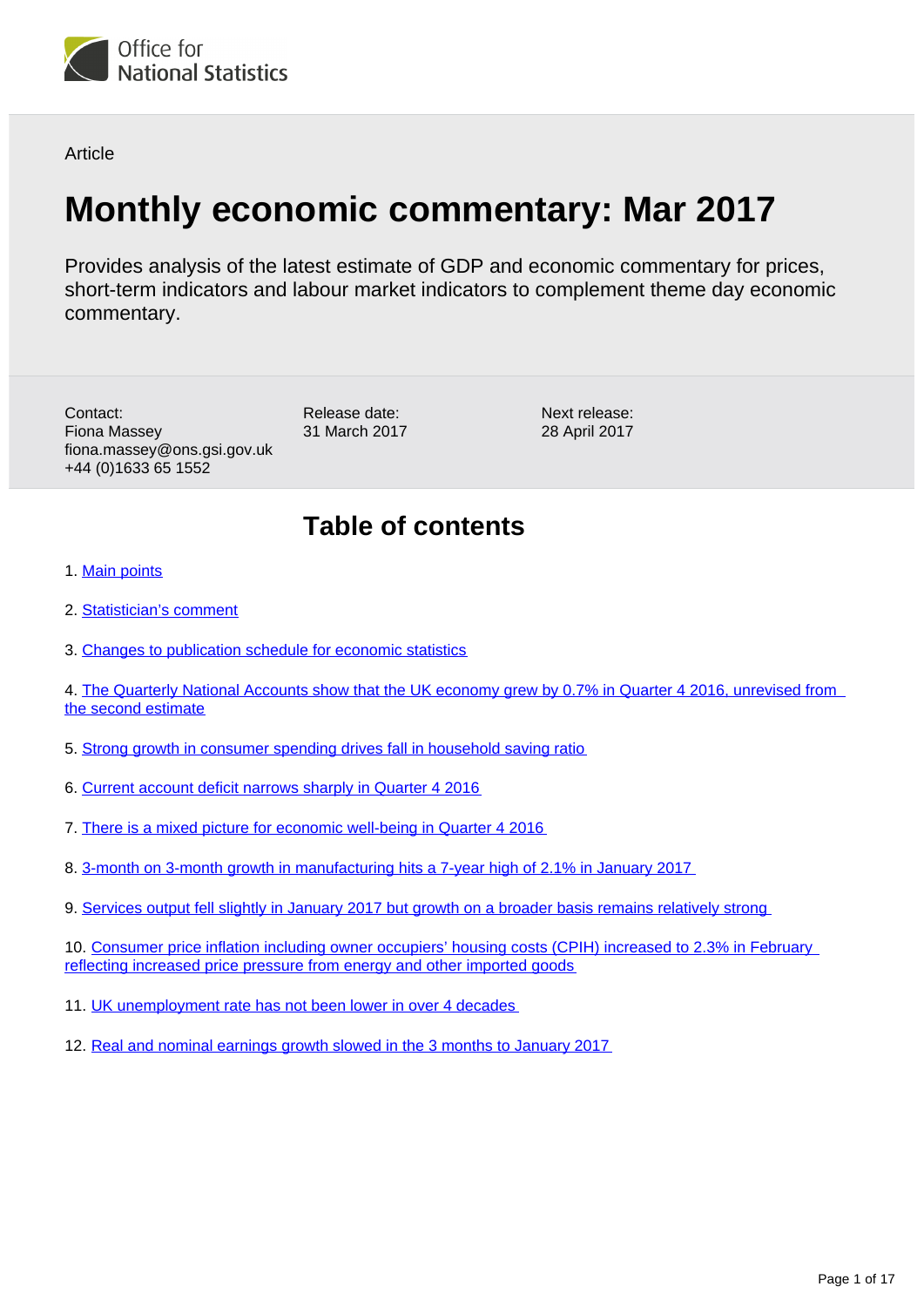Office for National Statistics

Article

# Monthly economic commentary: Mar 2017

Provides analysis of the latest estimate of GDP and economic commentary for prices, short-term indicators and labour market indicators to complement theme day economic commentary.

Contact:
Fiona Massey
fiona.massey@ons.gsi.gov.uk
+44 (0)1633 65 1552

Release date:
31 March 2017

Next release:
28 April 2017

## Table of contents

1. Main points
2. Statistician's comment
3. Changes to publication schedule for economic statistics
4. The Quarterly National Accounts show that the UK economy grew by 0.7% in Quarter 4 2016, unrevised from the second estimate
5. Strong growth in consumer spending drives fall in household saving ratio
6. Current account deficit narrows sharply in Quarter 4 2016
7. There is a mixed picture for economic well-being in Quarter 4 2016
8. 3-month on 3-month growth in manufacturing hits a 7-year high of 2.1% in January 2017
9. Services output fell slightly in January 2017 but growth on a broader basis remains relatively strong
10. Consumer price inflation including owner occupiers' housing costs (CPIH) increased to 2.3% in February reflecting increased price pressure from energy and other imported goods
11. UK unemployment rate has not been lower in over 4 decades
12. Real and nominal earnings growth slowed in the 3 months to January 2017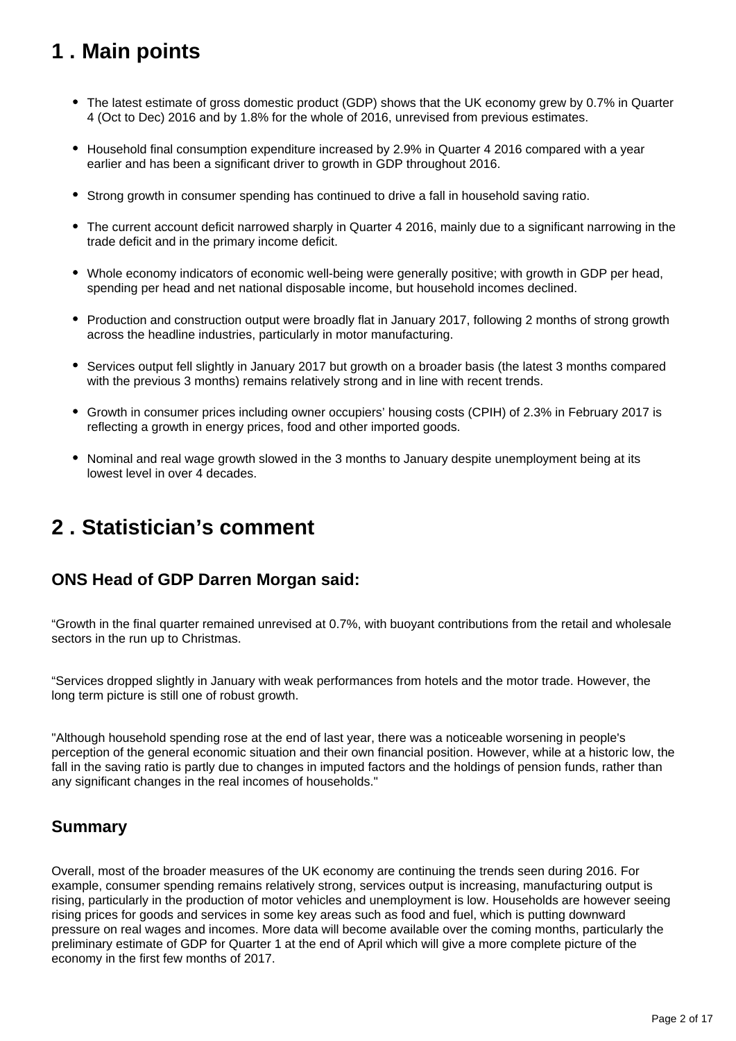## 1 . Main points

- The latest estimate of gross domestic product (GDP) shows that the UK economy grew by 0.7% in Quarter 4 (Oct to Dec) 2016 and by 1.8% for the whole of 2016, unrevised from previous estimates.
- Household final consumption expenditure increased by 2.9% in Quarter 4 2016 compared with a year earlier and has been a significant driver to growth in GDP throughout 2016.
- Strong growth in consumer spending has continued to drive a fall in household saving ratio.
- The current account deficit narrowed sharply in Quarter 4 2016, mainly due to a significant narrowing in the trade deficit and in the primary income deficit.
- Whole economy indicators of economic well-being were generally positive; with growth in GDP per head, spending per head and net national disposable income, but household incomes declined.
- Production and construction output were broadly flat in January 2017, following 2 months of strong growth across the headline industries, particularly in motor manufacturing.
- Services output fell slightly in January 2017 but growth on a broader basis (the latest 3 months compared with the previous 3 months) remains relatively strong and in line with recent trends.
- Growth in consumer prices including owner occupiers' housing costs (CPIH) of 2.3% in February 2017 is reflecting a growth in energy prices, food and other imported goods.
- Nominal and real wage growth slowed in the 3 months to January despite unemployment being at its lowest level in over 4 decades.

## 2 . Statistician's comment

### ONS Head of GDP Darren Morgan said:

"Growth in the final quarter remained unrevised at 0.7%, with buoyant contributions from the retail and wholesale sectors in the run up to Christmas.

"Services dropped slightly in January with weak performances from hotels and the motor trade. However, the long term picture is still one of robust growth.

"Although household spending rose at the end of last year, there was a noticeable worsening in people's perception of the general economic situation and their own financial position. However, while at a historic low, the fall in the saving ratio is partly due to changes in imputed factors and the holdings of pension funds, rather than any significant changes in the real incomes of households."

### Summary

Overall, most of the broader measures of the UK economy are continuing the trends seen during 2016. For example, consumer spending remains relatively strong, services output is increasing, manufacturing output is rising, particularly in the production of motor vehicles and unemployment is low. Households are however seeing rising prices for goods and services in some key areas such as food and fuel, which is putting downward pressure on real wages and incomes. More data will become available over the coming months, particularly the preliminary estimate of GDP for Quarter 1 at the end of April which will give a more complete picture of the economy in the first few months of 2017.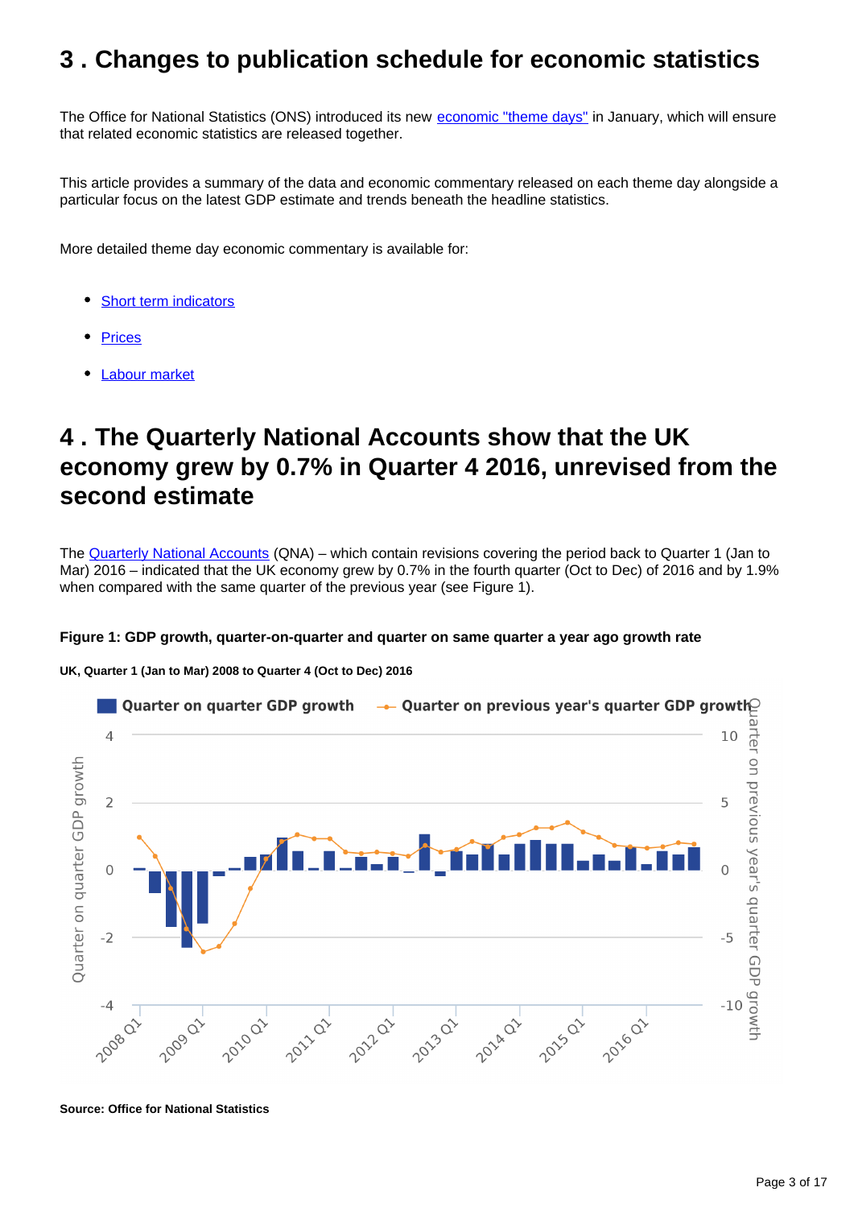## 3 . Changes to publication schedule for economic statistics

The Office for National Statistics (ONS) introduced its new economic "theme days" in January, which will ensure that related economic statistics are released together.

This article provides a summary of the data and economic commentary released on each theme day alongside a particular focus on the latest GDP estimate and trends beneath the headline statistics.

More detailed theme day economic commentary is available for:

- Short term indicators
- Prices
- Labour market

## 4 . The Quarterly National Accounts show that the UK economy grew by 0.7% in Quarter 4 2016, unrevised from the second estimate

The Quarterly National Accounts (QNA) – which contain revisions covering the period back to Quarter 1 (Jan to Mar) 2016 – indicated that the UK economy grew by 0.7% in the fourth quarter (Oct to Dec) of 2016 and by 1.9% when compared with the same quarter of the previous year (see Figure 1).

**Figure 1: GDP growth, quarter-on-quarter and quarter on same quarter a year ago growth rate**

**UK, Quarter 1 (Jan to Mar) 2008 to Quarter 4 (Oct to Dec) 2016**

**Source: Office for National Statistics**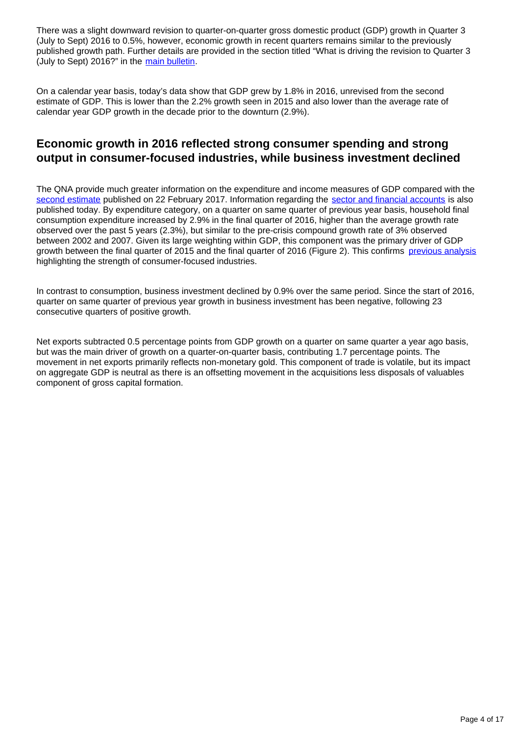There was a slight downward revision to quarter-on-quarter gross domestic product (GDP) growth in Quarter 3 (July to Sept) 2016 to 0.5%, however, economic growth in recent quarters remains similar to the previously published growth path. Further details are provided in the section titled "What is driving the revision to Quarter 3 (July to Sept) 2016?" in the main bulletin.

On a calendar year basis, today's data show that GDP grew by 1.8% in 2016, unrevised from the second estimate of GDP. This is lower than the 2.2% growth seen in 2015 and also lower than the average rate of calendar year GDP growth in the decade prior to the downturn (2.9%).

## Economic growth in 2016 reflected strong consumer spending and strong output in consumer-focused industries, while business investment declined

The QNA provide much greater information on the expenditure and income measures of GDP compared with the second estimate published on 22 February 2017. Information regarding the sector and financial accounts is also published today. By expenditure category, on a quarter on same quarter of previous year basis, household final consumption expenditure increased by 2.9% in the final quarter of 2016, higher than the average growth rate observed over the past 5 years (2.3%), but similar to the pre-crisis compound growth rate of 3% observed between 2002 and 2007. Given its large weighting within GDP, this component was the primary driver of GDP growth between the final quarter of 2015 and the final quarter of 2016 (Figure 2). This confirms previous analysis highlighting the strength of consumer-focused industries.

In contrast to consumption, business investment declined by 0.9% over the same period. Since the start of 2016, quarter on same quarter of previous year growth in business investment has been negative, following 23 consecutive quarters of positive growth.

Net exports subtracted 0.5 percentage points from GDP growth on a quarter on same quarter a year ago basis, but was the main driver of growth on a quarter-on-quarter basis, contributing 1.7 percentage points. The movement in net exports primarily reflects non-monetary gold. This component of trade is volatile, but its impact on aggregate GDP is neutral as there is an offsetting movement in the acquisitions less disposals of valuables component of gross capital formation.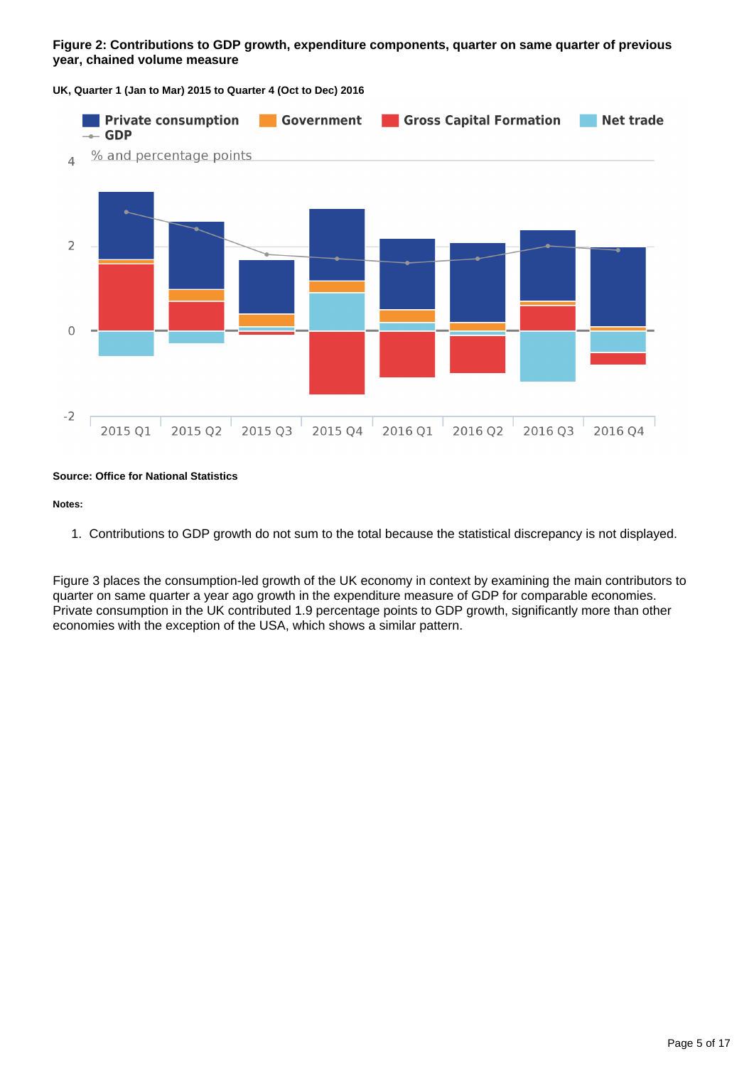**Figure 2: Contributions to GDP growth, expenditure components, quarter on same quarter of previous year, chained volume measure**

**UK, Quarter 1 (Jan to Mar) 2015 to Quarter 4 (Oct to Dec) 2016**

**Source: Office for National Statistics**

**Notes:**

1. Contributions to GDP growth do not sum to the total because the statistical discrepancy is not displayed.

Figure 3 places the consumption-led growth of the UK economy in context by examining the main contributors to quarter on same quarter a year ago growth in the expenditure measure of GDP for comparable economies. Private consumption in the UK contributed 1.9 percentage points to GDP growth, significantly more than other economies with the exception of the USA, which shows a similar pattern.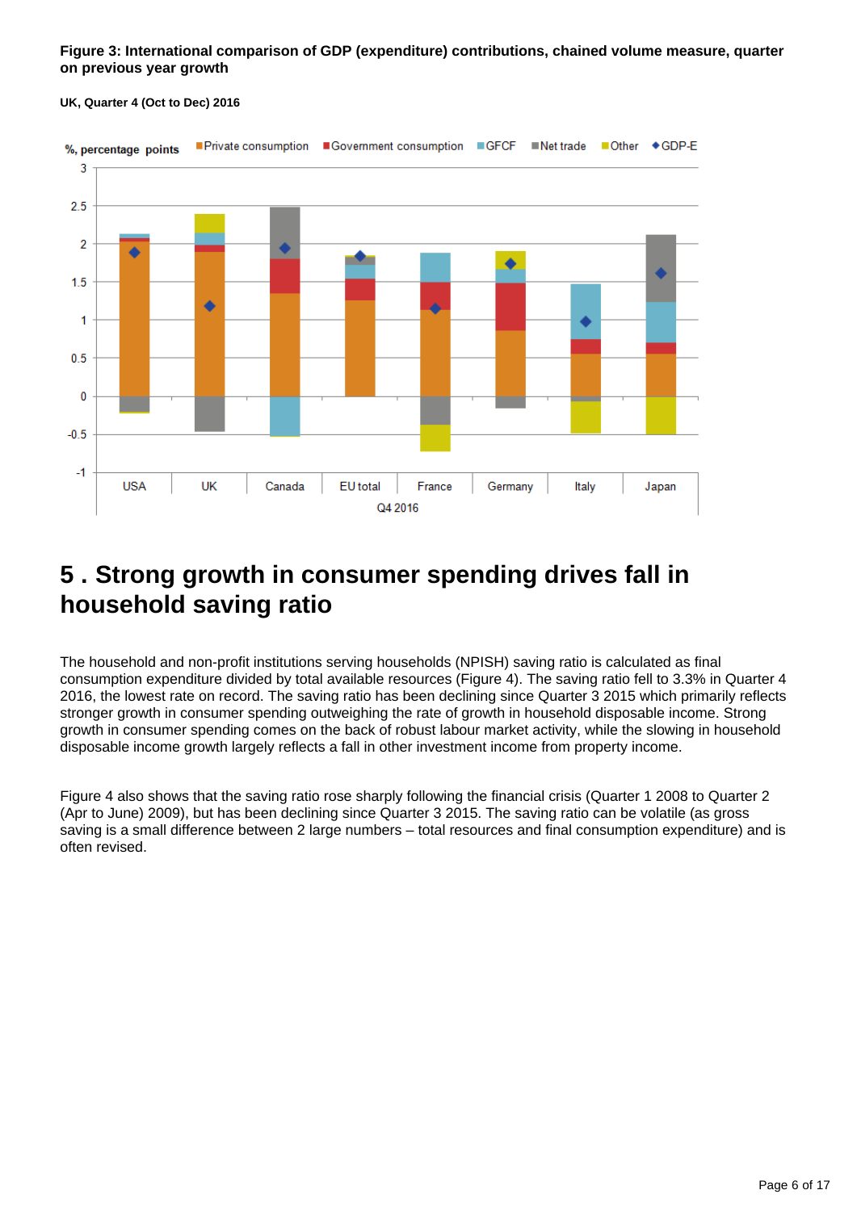**Figure 3: International comparison of GDP (expenditure) contributions, chained volume measure, quarter on previous year growth**

**UK, Quarter 4 (Oct to Dec) 2016**

## 5 . Strong growth in consumer spending drives fall in household saving ratio

The household and non-profit institutions serving households (NPISH) saving ratio is calculated as final consumption expenditure divided by total available resources (Figure 4). The saving ratio fell to 3.3% in Quarter 4 2016, the lowest rate on record. The saving ratio has been declining since Quarter 3 2015 which primarily reflects stronger growth in consumer spending outweighing the rate of growth in household disposable income. Strong growth in consumer spending comes on the back of robust labour market activity, while the slowing in household disposable income growth largely reflects a fall in other investment income from property income.

Figure 4 also shows that the saving ratio rose sharply following the financial crisis (Quarter 1 2008 to Quarter 2 (Apr to June) 2009), but has been declining since Quarter 3 2015. The saving ratio can be volatile (as gross saving is a small difference between 2 large numbers – total resources and final consumption expenditure) and is often revised.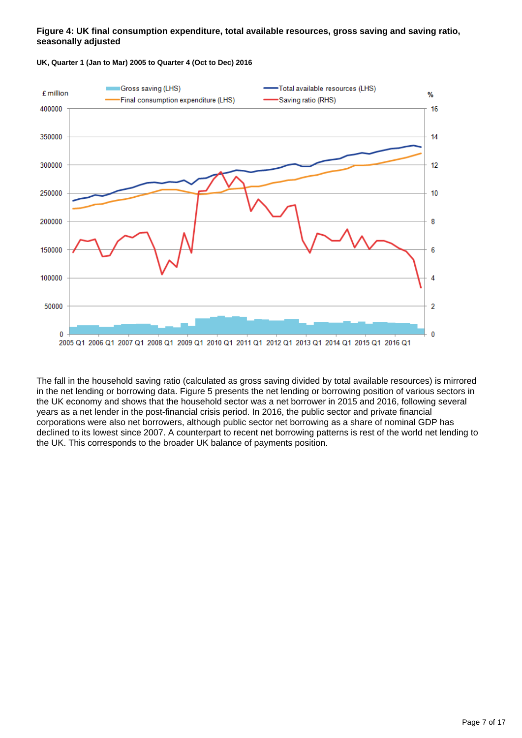**Figure 4: UK final consumption expenditure, total available resources, gross saving and saving ratio, seasonally adjusted**

**UK, Quarter 1 (Jan to Mar) 2005 to Quarter 4 (Oct to Dec) 2016**

The fall in the household saving ratio (calculated as gross saving divided by total available resources) is mirrored in the net lending or borrowing data. Figure 5 presents the net lending or borrowing position of various sectors in the UK economy and shows that the household sector was a net borrower in 2015 and 2016, following several years as a net lender in the post-financial crisis period. In 2016, the public sector and private financial corporations were also net borrowers, although public sector net borrowing as a share of nominal GDP has declined to its lowest since 2007. A counterpart to recent net borrowing patterns is rest of the world net lending to the UK. This corresponds to the broader UK balance of payments position.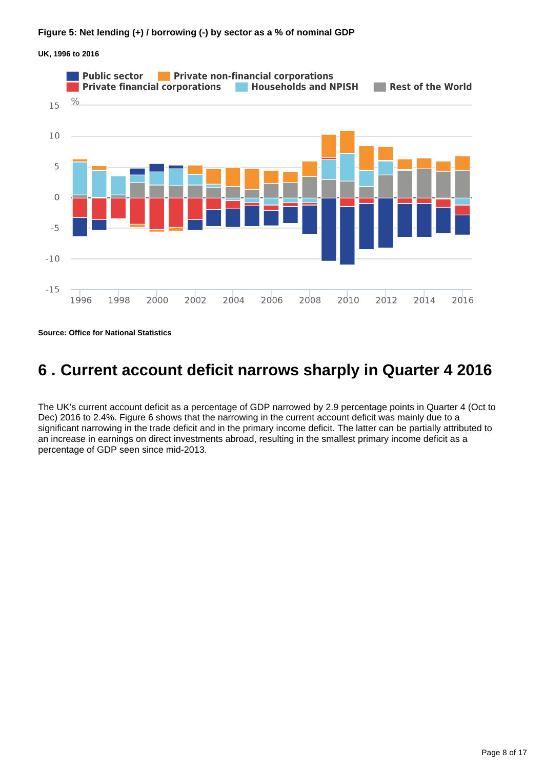**Figure 5: Net lending (+) / borrowing (-) by sector as a % of nominal GDP**

**UK, 1996 to 2016**

**Source: Office for National Statistics**

# 6 . Current account deficit narrows sharply in Quarter 4 2016

The UK's current account deficit as a percentage of GDP narrowed by 2.9 percentage points in Quarter 4 (Oct to Dec) 2016 to 2.4%. Figure 6 shows that the narrowing in the current account deficit was mainly due to a significant narrowing in the trade deficit and in the primary income deficit. The latter can be partially attributed to an increase in earnings on direct investments abroad, resulting in the smallest primary income deficit as a percentage of GDP seen since mid-2013.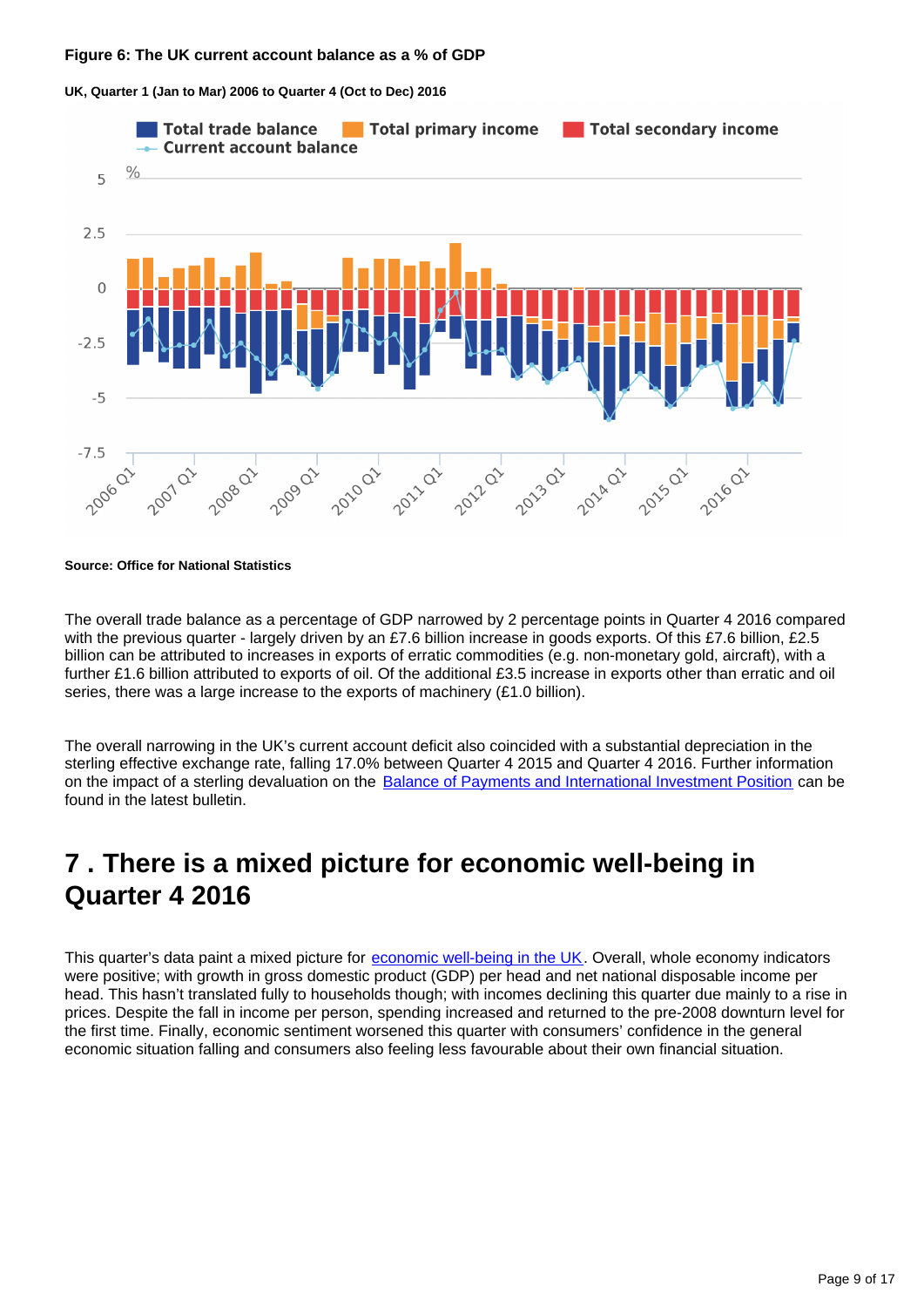**Figure 6: The UK current account balance as a % of GDP**

**UK, Quarter 1 (Jan to Mar) 2006 to Quarter 4 (Oct to Dec) 2016**

**Source: Office for National Statistics**

The overall trade balance as a percentage of GDP narrowed by 2 percentage points in Quarter 4 2016 compared with the previous quarter - largely driven by an £7.6 billion increase in goods exports. Of this £7.6 billion, £2.5 billion can be attributed to increases in exports of erratic commodities (e.g. non-monetary gold, aircraft), with a further £1.6 billion attributed to exports of oil. Of the additional £3.5 increase in exports other than erratic and oil series, there was a large increase to the exports of machinery (£1.0 billion).

The overall narrowing in the UK's current account deficit also coincided with a substantial depreciation in the sterling effective exchange rate, falling 17.0% between Quarter 4 2015 and Quarter 4 2016. Further information on the impact of a sterling devaluation on the Balance of Payments and International Investment Position can be found in the latest bulletin.

# 7 . There is a mixed picture for economic well-being in Quarter 4 2016

This quarter's data paint a mixed picture for economic well-being in the UK. Overall, whole economy indicators were positive; with growth in gross domestic product (GDP) per head and net national disposable income per head. This hasn't translated fully to households though; with incomes declining this quarter due mainly to a rise in prices. Despite the fall in income per person, spending increased and returned to the pre-2008 downturn level for the first time. Finally, economic sentiment worsened this quarter with consumers' confidence in the general economic situation falling and consumers also feeling less favourable about their own financial situation.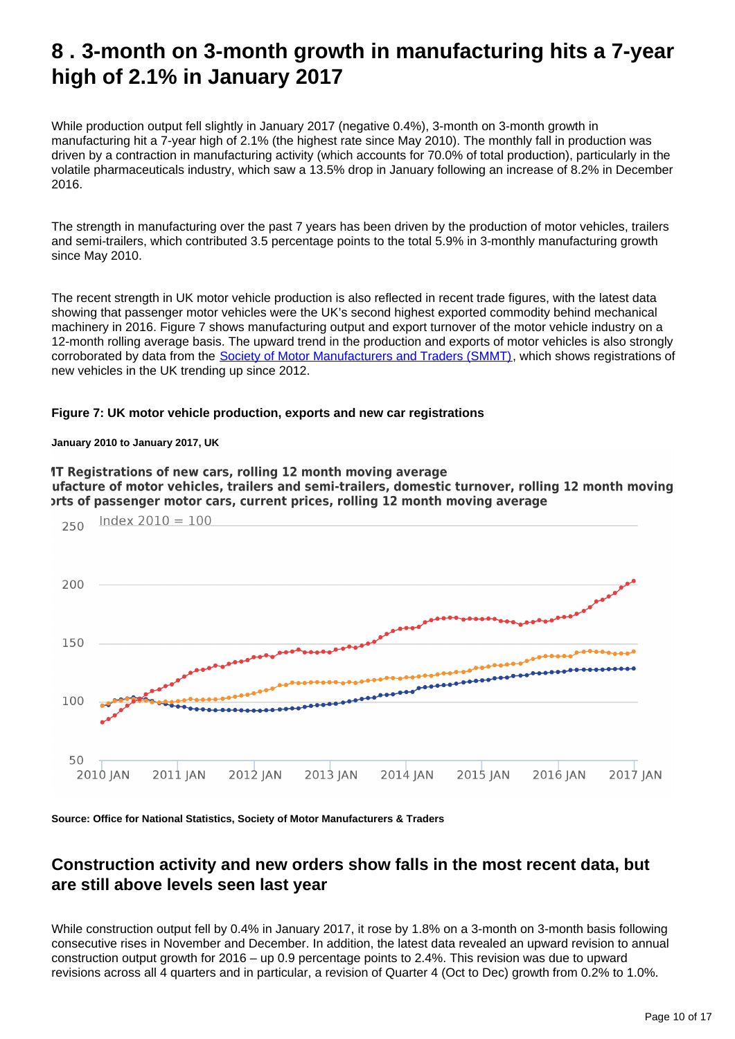# 8 . 3-month on 3-month growth in manufacturing hits a 7-year high of 2.1% in January 2017

While production output fell slightly in January 2017 (negative 0.4%), 3-month on 3-month growth in manufacturing hit a 7-year high of 2.1% (the highest rate since May 2010). The monthly fall in production was driven by a contraction in manufacturing activity (which accounts for 70.0% of total production), particularly in the volatile pharmaceuticals industry, which saw a 13.5% drop in January following an increase of 8.2% in December 2016.

The strength in manufacturing over the past 7 years has been driven by the production of motor vehicles, trailers and semi-trailers, which contributed 3.5 percentage points to the total 5.9% in 3-monthly manufacturing growth since May 2010.

The recent strength in UK motor vehicle production is also reflected in recent trade figures, with the latest data showing that passenger motor vehicles were the UK's second highest exported commodity behind mechanical machinery in 2016. Figure 7 shows manufacturing output and export turnover of the motor vehicle industry on a 12-month rolling average basis. The upward trend in the production and exports of motor vehicles is also strongly corroborated by data from the Society of Motor Manufacturers and Traders (SMMT), which shows registrations of new vehicles in the UK trending up since 2012.

**Figure 7: UK motor vehicle production, exports and new car registrations**

**January 2010 to January 2017, UK**

**Source: Office for National Statistics, Society of Motor Manufacturers & Traders**

## Construction activity and new orders show falls in the most recent data, but are still above levels seen last year

While construction output fell by 0.4% in January 2017, it rose by 1.8% on a 3-month on 3-month basis following consecutive rises in November and December. In addition, the latest data revealed an upward revision to annual construction output growth for 2016 – up 0.9 percentage points to 2.4%. This revision was due to upward revisions across all 4 quarters and in particular, a revision of Quarter 4 (Oct to Dec) growth from 0.2% to 1.0%.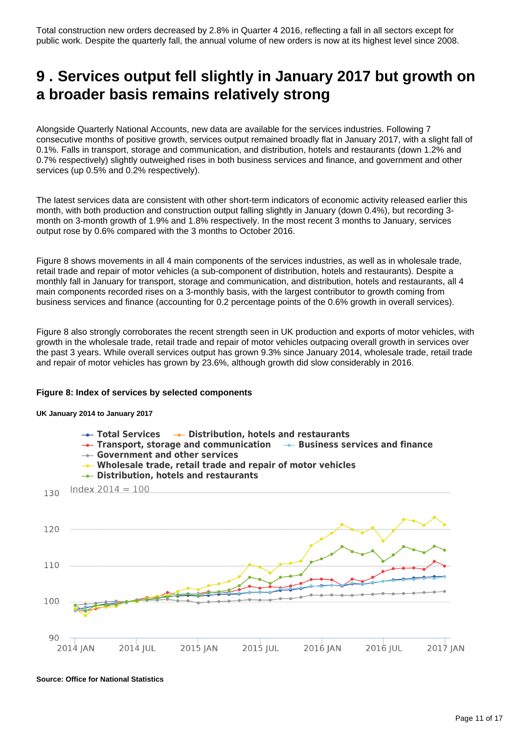Total construction new orders decreased by 2.8% in Quarter 4 2016, reflecting a fall in all sectors except for public work. Despite the quarterly fall, the annual volume of new orders is now at its highest level since 2008.

# 9 . Services output fell slightly in January 2017 but growth on a broader basis remains relatively strong

Alongside Quarterly National Accounts, new data are available for the services industries. Following 7 consecutive months of positive growth, services output remained broadly flat in January 2017, with a slight fall of 0.1%. Falls in transport, storage and communication, and distribution, hotels and restaurants (down 1.2% and 0.7% respectively) slightly outweighed rises in both business services and finance, and government and other services (up 0.5% and 0.2% respectively).

The latest services data are consistent with other short-term indicators of economic activity released earlier this month, with both production and construction output falling slightly in January (down 0.4%), but recording 3-month on 3-month growth of 1.9% and 1.8% respectively. In the most recent 3 months to January, services output rose by 0.6% compared with the 3 months to October 2016.

Figure 8 shows movements in all 4 main components of the services industries, as well as in wholesale trade, retail trade and repair of motor vehicles (a sub-component of distribution, hotels and restaurants). Despite a monthly fall in January for transport, storage and communication, and distribution, hotels and restaurants, all 4 main components recorded rises on a 3-monthly basis, with the largest contributor to growth coming from business services and finance (accounting for 0.2 percentage points of the 0.6% growth in overall services).

Figure 8 also strongly corroborates the recent strength seen in UK production and exports of motor vehicles, with growth in the wholesale trade, retail trade and repair of motor vehicles outpacing overall growth in services over the past 3 years. While overall services output has grown 9.3% since January 2014, wholesale trade, retail trade and repair of motor vehicles has grown by 23.6%, although growth did slow considerably in 2016.

**Figure 8: Index of services by selected components**

**UK January 2014 to January 2017**

**Source: Office for National Statistics**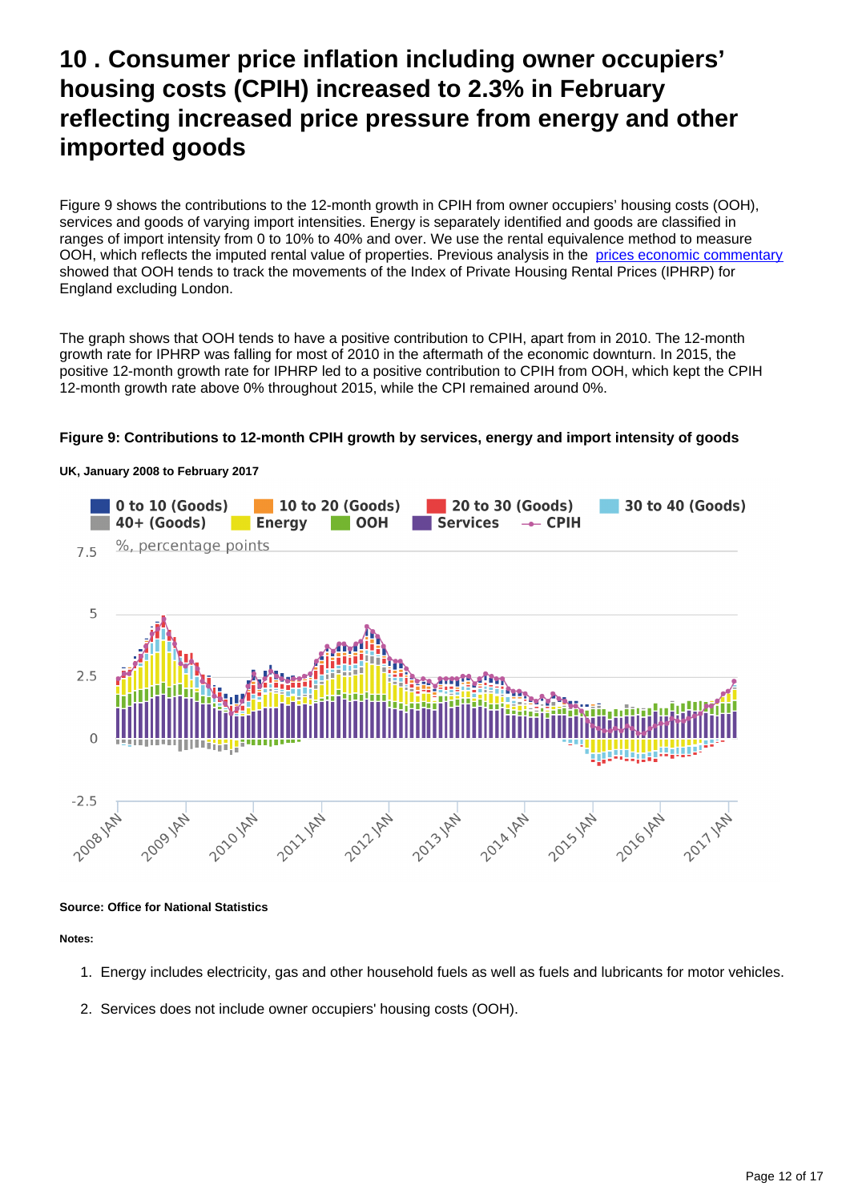## 10 . Consumer price inflation including owner occupiers' housing costs (CPIH) increased to 2.3% in February reflecting increased price pressure from energy and other imported goods

Figure 9 shows the contributions to the 12-month growth in CPIH from owner occupiers' housing costs (OOH), services and goods of varying import intensities. Energy is separately identified and goods are classified in ranges of import intensity from 0 to 10% to 40% and over. We use the rental equivalence method to measure OOH, which reflects the imputed rental value of properties. Previous analysis in the prices economic commentary showed that OOH tends to track the movements of the Index of Private Housing Rental Prices (IPHRP) for England excluding London.

The graph shows that OOH tends to have a positive contribution to CPIH, apart from in 2010. The 12-month growth rate for IPHRP was falling for most of 2010 in the aftermath of the economic downturn. In 2015, the positive 12-month growth rate for IPHRP led to a positive contribution to CPIH from OOH, which kept the CPIH 12-month growth rate above 0% throughout 2015, while the CPI remained around 0%.

**Figure 9: Contributions to 12-month CPIH growth by services, energy and import intensity of goods**

**UK, January 2008 to February 2017**

**Source: Office for National Statistics**

**Notes:**

1. Energy includes electricity, gas and other household fuels as well as fuels and lubricants for motor vehicles.
2. Services does not include owner occupiers' housing costs (OOH).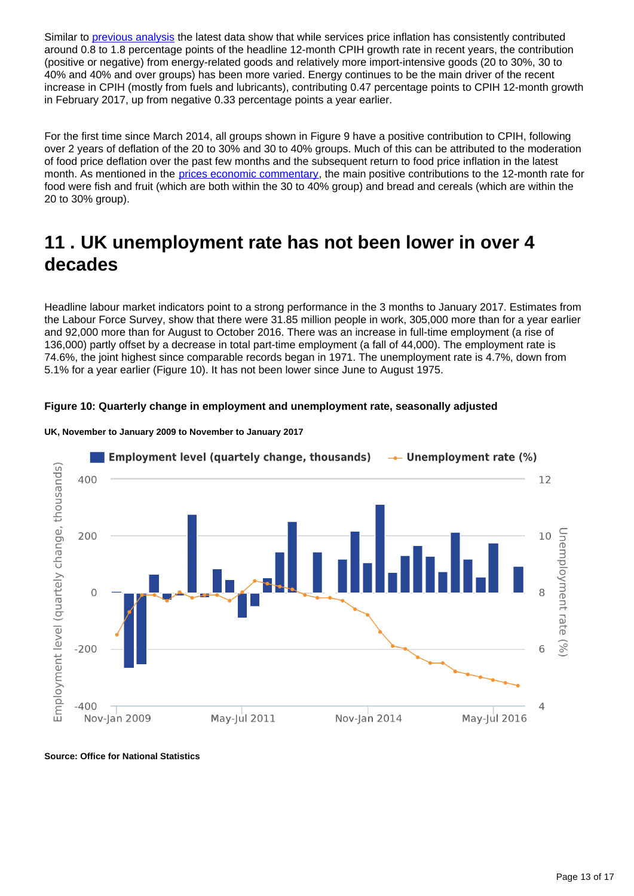Similar to previous analysis the latest data show that while services price inflation has consistently contributed around 0.8 to 1.8 percentage points of the headline 12-month CPIH growth rate in recent years, the contribution (positive or negative) from energy-related goods and relatively more import-intensive goods (20 to 30%, 30 to 40% and 40% and over groups) has been more varied. Energy continues to be the main driver of the recent increase in CPIH (mostly from fuels and lubricants), contributing 0.47 percentage points to CPIH 12-month growth in February 2017, up from negative 0.33 percentage points a year earlier.

For the first time since March 2014, all groups shown in Figure 9 have a positive contribution to CPIH, following over 2 years of deflation of the 20 to 30% and 30 to 40% groups. Much of this can be attributed to the moderation of food price deflation over the past few months and the subsequent return to food price inflation in the latest month. As mentioned in the prices economic commentary, the main positive contributions to the 12-month rate for food were fish and fruit (which are both within the 30 to 40% group) and bread and cereals (which are within the 20 to 30% group).

## 11 . UK unemployment rate has not been lower in over 4 decades

Headline labour market indicators point to a strong performance in the 3 months to January 2017. Estimates from the Labour Force Survey, show that there were 31.85 million people in work, 305,000 more than for a year earlier and 92,000 more than for August to October 2016. There was an increase in full-time employment (a rise of 136,000) partly offset by a decrease in total part-time employment (a fall of 44,000). The employment rate is 74.6%, the joint highest since comparable records began in 1971. The unemployment rate is 4.7%, down from 5.1% for a year earlier (Figure 10). It has not been lower since June to August 1975.

**Figure 10: Quarterly change in employment and unemployment rate, seasonally adjusted**

**UK, November to January 2009 to November to January 2017**

**Source: Office for National Statistics**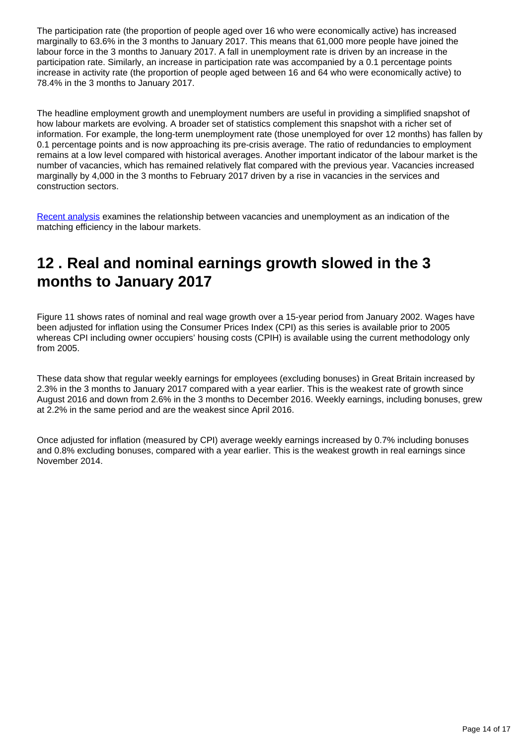The participation rate (the proportion of people aged over 16 who were economically active) has increased marginally to 63.6% in the 3 months to January 2017. This means that 61,000 more people have joined the labour force in the 3 months to January 2017. A fall in unemployment rate is driven by an increase in the participation rate. Similarly, an increase in participation rate was accompanied by a 0.1 percentage points increase in activity rate (the proportion of people aged between 16 and 64 who were economically active) to 78.4% in the 3 months to January 2017.

The headline employment growth and unemployment numbers are useful in providing a simplified snapshot of how labour markets are evolving. A broader set of statistics complement this snapshot with a richer set of information. For example, the long-term unemployment rate (those unemployed for over 12 months) has fallen by 0.1 percentage points and is now approaching its pre-crisis average. The ratio of redundancies to employment remains at a low level compared with historical averages. Another important indicator of the labour market is the number of vacancies, which has remained relatively flat compared with the previous year. Vacancies increased marginally by 4,000 in the 3 months to February 2017 driven by a rise in vacancies in the services and construction sectors.

Recent analysis examines the relationship between vacancies and unemployment as an indication of the matching efficiency in the labour markets.

## 12 . Real and nominal earnings growth slowed in the 3 months to January 2017

Figure 11 shows rates of nominal and real wage growth over a 15-year period from January 2002. Wages have been adjusted for inflation using the Consumer Prices Index (CPI) as this series is available prior to 2005 whereas CPI including owner occupiers' housing costs (CPIH) is available using the current methodology only from 2005.

These data show that regular weekly earnings for employees (excluding bonuses) in Great Britain increased by 2.3% in the 3 months to January 2017 compared with a year earlier. This is the weakest rate of growth since August 2016 and down from 2.6% in the 3 months to December 2016. Weekly earnings, including bonuses, grew at 2.2% in the same period and are the weakest since April 2016.

Once adjusted for inflation (measured by CPI) average weekly earnings increased by 0.7% including bonuses and 0.8% excluding bonuses, compared with a year earlier. This is the weakest growth in real earnings since November 2014.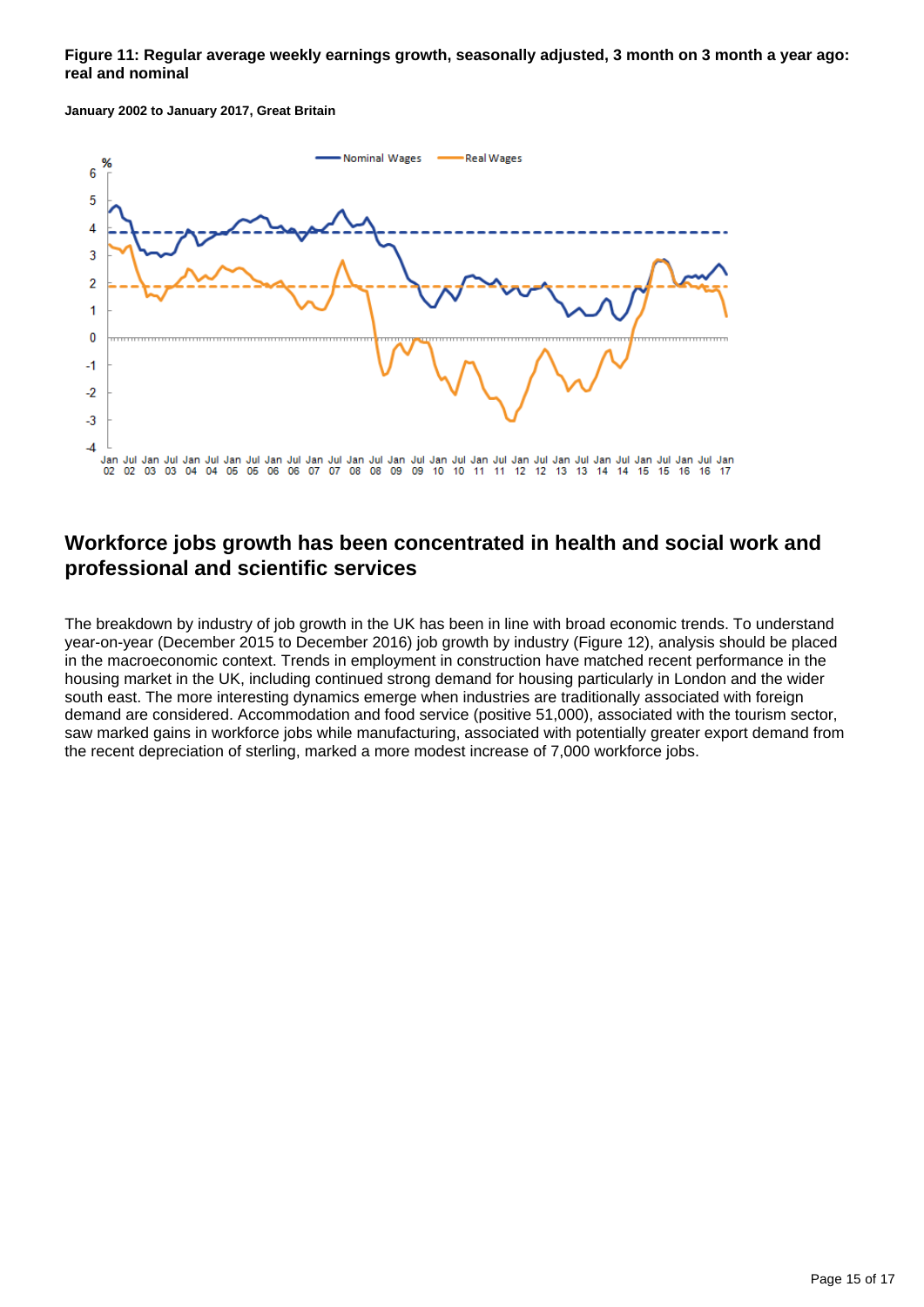**Figure 11: Regular average weekly earnings growth, seasonally adjusted, 3 month on 3 month a year ago: real and nominal**

**January 2002 to January 2017, Great Britain**

## Workforce jobs growth has been concentrated in health and social work and professional and scientific services

The breakdown by industry of job growth in the UK has been in line with broad economic trends. To understand year-on-year (December 2015 to December 2016) job growth by industry (Figure 12), analysis should be placed in the macroeconomic context. Trends in employment in construction have matched recent performance in the housing market in the UK, including continued strong demand for housing particularly in London and the wider south east. The more interesting dynamics emerge when industries are traditionally associated with foreign demand are considered. Accommodation and food service (positive 51,000), associated with the tourism sector, saw marked gains in workforce jobs while manufacturing, associated with potentially greater export demand from the recent depreciation of sterling, marked a more modest increase of 7,000 workforce jobs.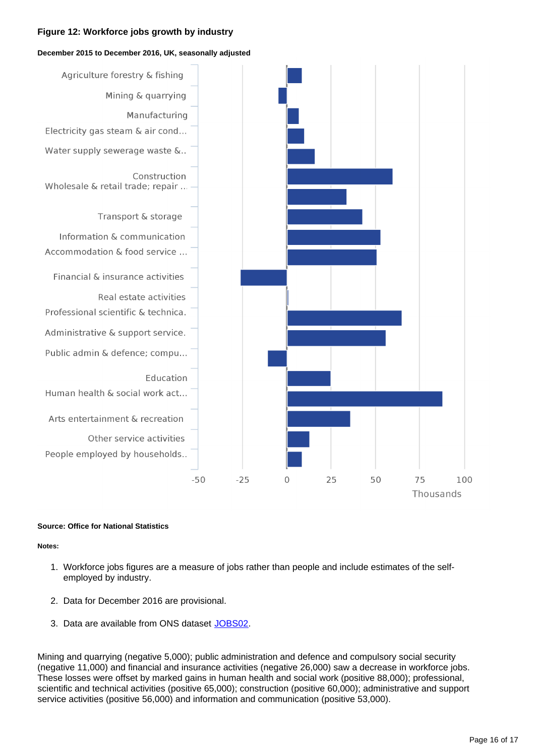**Figure 12: Workforce jobs growth by industry**

**December 2015 to December 2016, UK, seasonally adjusted**

| Industry | Thousands |
|---|---|
| Agriculture forestry & fishing | |
| Mining & quarrying | |
| Manufacturing | |
| Electricity gas steam & air cond... | |
| Water supply sewerage waste &.. | |
| Construction | |
| Wholesale & retail trade; repair ... | |
| Transport & storage | |
| Information & communication | |
| Accommodation & food service ... | |
| Financial & insurance activities | |
| Real estate activities | |
| Professional scientific & technica. | |
| Administrative & support service. | |
| Public admin & defence; compu... | |
| Education | |
| Human health & social work act... | |
| Arts entertainment & recreation | |
| Other service activities | |
| People employed by households.. | |

**Source: Office for National Statistics**

**Notes:**

1. Workforce jobs figures are a measure of jobs rather than people and include estimates of the self-employed by industry.
2. Data for December 2016 are provisional.
3. Data are available from ONS dataset JOBS02.

Mining and quarrying (negative 5,000); public administration and defence and compulsory social security (negative 11,000) and financial and insurance activities (negative 26,000) saw a decrease in workforce jobs. These losses were offset by marked gains in human health and social work (positive 88,000); professional, scientific and technical activities (positive 65,000); construction (positive 60,000); administrative and support service activities (positive 56,000) and information and communication (positive 53,000).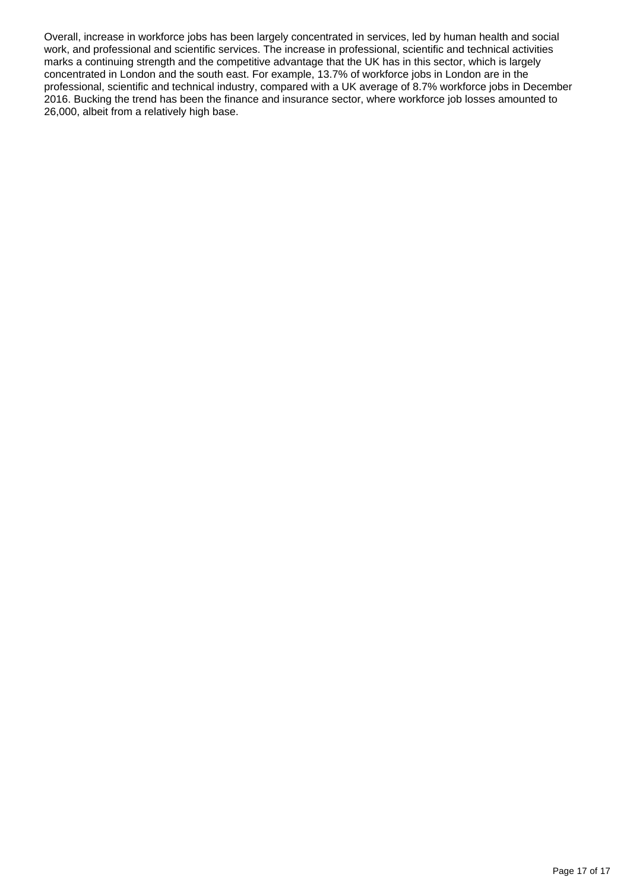Overall, increase in workforce jobs has been largely concentrated in services, led by human health and social work, and professional and scientific services. The increase in professional, scientific and technical activities marks a continuing strength and the competitive advantage that the UK has in this sector, which is largely concentrated in London and the south east. For example, 13.7% of workforce jobs in London are in the professional, scientific and technical industry, compared with a UK average of 8.7% workforce jobs in December 2016. Bucking the trend has been the finance and insurance sector, where workforce job losses amounted to 26,000, albeit from a relatively high base.